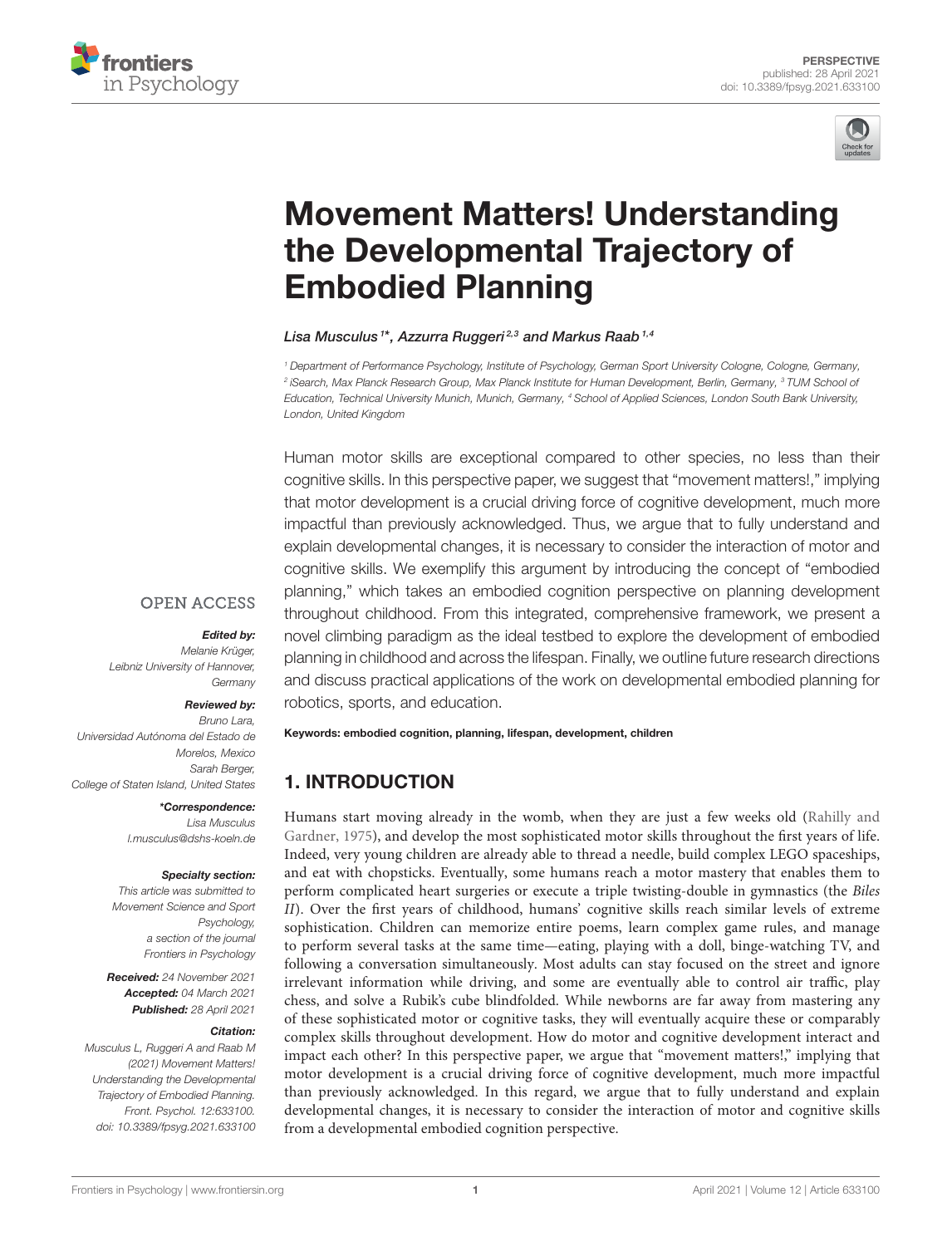PERSPECTIVE
published: 28 April 2021
doi: 10.3389/fpsyg.2021.633100

# Movement Matters! Understanding the Developmental Trajectory of Embodied Planning

*Lisa Musculus[1]*, Azzurra Ruggeri[2,3] and Markus Raab[1,4]*

[1] Department of Performance Psychology, Institute of Psychology, German Sport University Cologne, Cologne, Germany, [2] iSearch, Max Planck Research Group, Max Planck Institute for Human Development, Berlin, Germany, [3] TUM School of Education, Technical University Munich, Munich, Germany, [4] School of Applied Sciences, London South Bank University, London, United Kingdom

OPEN ACCESS

***Edited by:***
*Melanie Krüger,*
*Leibniz University of Hannover, Germany*

***Reviewed by:***
*Bruno Lara,*
*Universidad Autónoma del Estado de Morelos, Mexico*
*Sarah Berger,*
*College of Staten Island, United States*

***\*Correspondence:***
*Lisa Musculus*
*l.musculus@dshs-koeln.de*

***Specialty section:***
*This article was submitted to Movement Science and Sport Psychology, a section of the journal Frontiers in Psychology*

***Received:*** *24 November 2021*
***Accepted:*** *04 March 2021*
***Published:*** *28 April 2021*

***Citation:***
*Musculus L, Ruggeri A and Raab M (2021) Movement Matters! Understanding the Developmental Trajectory of Embodied Planning. Front. Psychol. 12:633100. doi: 10.3389/fpsyg.2021.633100*

Human motor skills are exceptional compared to other species, no less than their cognitive skills. In this perspective paper, we suggest that "movement matters!," implying that motor development is a crucial driving force of cognitive development, much more impactful than previously acknowledged. Thus, we argue that to fully understand and explain developmental changes, it is necessary to consider the interaction of motor and cognitive skills. We exemplify this argument by introducing the concept of "embodied planning," which takes an embodied cognition perspective on planning development throughout childhood. From this integrated, comprehensive framework, we present a novel climbing paradigm as the ideal testbed to explore the development of embodied planning in childhood and across the lifespan. Finally, we outline future research directions and discuss practical applications of the work on developmental embodied planning for robotics, sports, and education.

**Keywords: embodied cognition, planning, lifespan, development, children**

## 1. INTRODUCTION

Humans start moving already in the womb, when they are just a few weeks old (Rahilly and Gardner, 1975), and develop the most sophisticated motor skills throughout the first years of life. Indeed, very young children are already able to thread a needle, build complex LEGO spaceships, and eat with chopsticks. Eventually, some humans reach a motor mastery that enables them to perform complicated heart surgeries or execute a triple twisting-double in gymnastics (the *Biles II*). Over the first years of childhood, humans' cognitive skills reach similar levels of extreme sophistication. Children can memorize entire poems, learn complex game rules, and manage to perform several tasks at the same time—eating, playing with a doll, binge-watching TV, and following a conversation simultaneously. Most adults can stay focused on the street and ignore irrelevant information while driving, and some are eventually able to control air traffic, play chess, and solve a Rubik's cube blindfolded. While newborns are far away from mastering any of these sophisticated motor or cognitive tasks, they will eventually acquire these or comparably complex skills throughout development. How do motor and cognitive development interact and impact each other? In this perspective paper, we argue that "movement matters!," implying that motor development is a crucial driving force of cognitive development, much more impactful than previously acknowledged. In this regard, we argue that to fully understand and explain developmental changes, it is necessary to consider the interaction of motor and cognitive skills from a developmental embodied cognition perspective.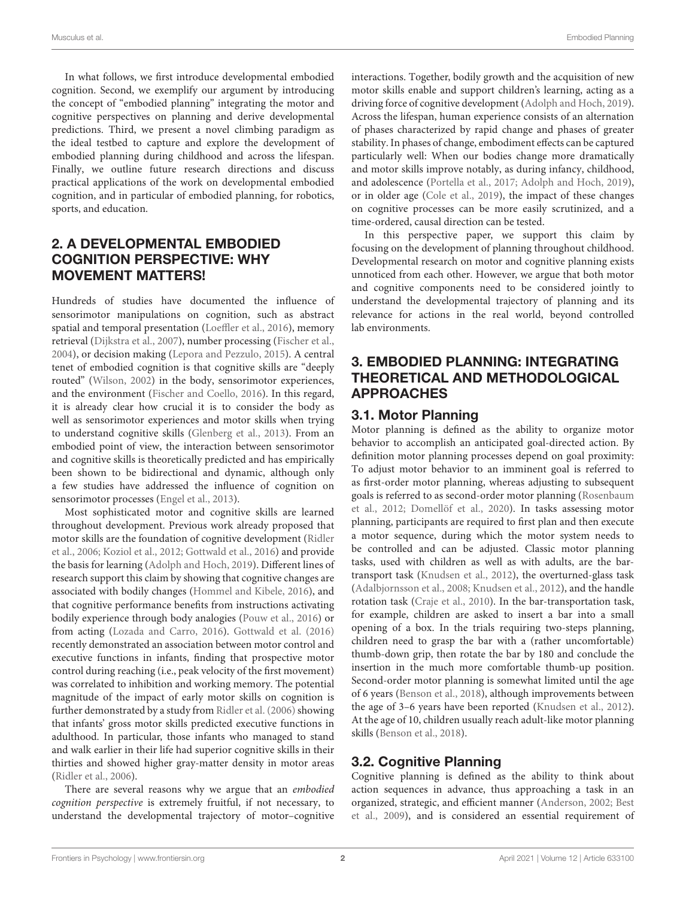In what follows, we first introduce developmental embodied cognition. Second, we exemplify our argument by introducing the concept of "embodied planning" integrating the motor and cognitive perspectives on planning and derive developmental predictions. Third, we present a novel climbing paradigm as the ideal testbed to capture and explore the development of embodied planning during childhood and across the lifespan. Finally, we outline future research directions and discuss practical applications of the work on developmental embodied cognition, and in particular of embodied planning, for robotics, sports, and education.

## 2. A DEVELOPMENTAL EMBODIED COGNITION PERSPECTIVE: WHY MOVEMENT MATTERS!

Hundreds of studies have documented the influence of sensorimotor manipulations on cognition, such as abstract spatial and temporal presentation (Loeffler et al., 2016), memory retrieval (Dijkstra et al., 2007), number processing (Fischer et al., 2004), or decision making (Lepora and Pezzulo, 2015). A central tenet of embodied cognition is that cognitive skills are "deeply routed" (Wilson, 2002) in the body, sensorimotor experiences, and the environment (Fischer and Coello, 2016). In this regard, it is already clear how crucial it is to consider the body as well as sensorimotor experiences and motor skills when trying to understand cognitive skills (Glenberg et al., 2013). From an embodied point of view, the interaction between sensorimotor and cognitive skills is theoretically predicted and has empirically been shown to be bidirectional and dynamic, although only a few studies have addressed the influence of cognition on sensorimotor processes (Engel et al., 2013).

Most sophisticated motor and cognitive skills are learned throughout development. Previous work already proposed that motor skills are the foundation of cognitive development (Ridler et al., 2006; Koziol et al., 2012; Gottwald et al., 2016) and provide the basis for learning (Adolph and Hoch, 2019). Different lines of research support this claim by showing that cognitive changes are associated with bodily changes (Hommel and Kibele, 2016), and that cognitive performance benefits from instructions activating bodily experience through body analogies (Pouw et al., 2016) or from acting (Lozada and Carro, 2016). Gottwald et al. (2016) recently demonstrated an association between motor control and executive functions in infants, finding that prospective motor control during reaching (i.e., peak velocity of the first movement) was correlated to inhibition and working memory. The potential magnitude of the impact of early motor skills on cognition is further demonstrated by a study from Ridler et al. (2006) showing that infants' gross motor skills predicted executive functions in adulthood. In particular, those infants who managed to stand and walk earlier in their life had superior cognitive skills in their thirties and showed higher gray-matter density in motor areas (Ridler et al., 2006).

There are several reasons why we argue that an *embodied cognition perspective* is extremely fruitful, if not necessary, to understand the developmental trajectory of motor–cognitive interactions. Together, bodily growth and the acquisition of new motor skills enable and support children's learning, acting as a driving force of cognitive development (Adolph and Hoch, 2019). Across the lifespan, human experience consists of an alternation of phases characterized by rapid change and phases of greater stability. In phases of change, embodiment effects can be captured particularly well: When our bodies change more dramatically and motor skills improve notably, as during infancy, childhood, and adolescence (Portella et al., 2017; Adolph and Hoch, 2019), or in older age (Cole et al., 2019), the impact of these changes on cognitive processes can be more easily scrutinized, and a time-ordered, causal direction can be tested.

In this perspective paper, we support this claim by focusing on the development of planning throughout childhood. Developmental research on motor and cognitive planning exists unnoticed from each other. However, we argue that both motor and cognitive components need to be considered jointly to understand the developmental trajectory of planning and its relevance for actions in the real world, beyond controlled lab environments.

## 3. EMBODIED PLANNING: INTEGRATING THEORETICAL AND METHODOLOGICAL APPROACHES

### 3.1. Motor Planning

Motor planning is defined as the ability to organize motor behavior to accomplish an anticipated goal-directed action. By definition motor planning processes depend on goal proximity: To adjust motor behavior to an imminent goal is referred to as first-order motor planning, whereas adjusting to subsequent goals is referred to as second-order motor planning (Rosenbaum et al., 2012; Domellöf et al., 2020). In tasks assessing motor planning, participants are required to first plan and then execute a motor sequence, during which the motor system needs to be controlled and can be adjusted. Classic motor planning tasks, used with children as well as with adults, are the bar-transport task (Knudsen et al., 2012), the overturned-glass task (Adalbjornsson et al., 2008; Knudsen et al., 2012), and the handle rotation task (Craje et al., 2010). In the bar-transportation task, for example, children are asked to insert a bar into a small opening of a box. In the trials requiring two-steps planning, children need to grasp the bar with a (rather uncomfortable) thumb-down grip, then rotate the bar by 180 and conclude the insertion in the much more comfortable thumb-up position. Second-order motor planning is somewhat limited until the age of 6 years (Benson et al., 2018), although improvements between the age of 3–6 years have been reported (Knudsen et al., 2012). At the age of 10, children usually reach adult-like motor planning skills (Benson et al., 2018).

### 3.2. Cognitive Planning

Cognitive planning is defined as the ability to think about action sequences in advance, thus approaching a task in an organized, strategic, and efficient manner (Anderson, 2002; Best et al., 2009), and is considered an essential requirement of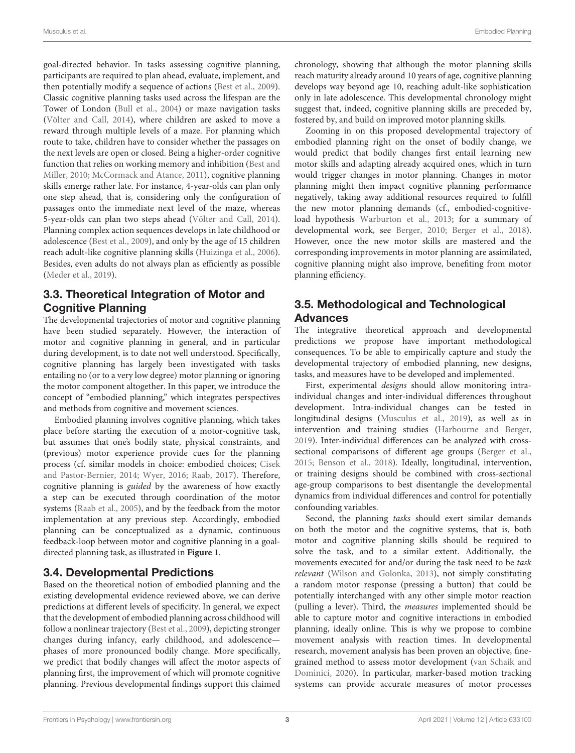goal-directed behavior. In tasks assessing cognitive planning, participants are required to plan ahead, evaluate, implement, and then potentially modify a sequence of actions (Best et al., 2009). Classic cognitive planning tasks used across the lifespan are the Tower of London (Bull et al., 2004) or maze navigation tasks (Völter and Call, 2014), where children are asked to move a reward through multiple levels of a maze. For planning which route to take, children have to consider whether the passages on the next levels are open or closed. Being a higher-order cognitive function that relies on working memory and inhibition (Best and Miller, 2010; McCormack and Atance, 2011), cognitive planning skills emerge rather late. For instance, 4-year-olds can plan only one step ahead, that is, considering only the configuration of passages onto the immediate next level of the maze, whereas 5-year-olds can plan two steps ahead (Völter and Call, 2014). Planning complex action sequences develops in late childhood or adolescence (Best et al., 2009), and only by the age of 15 children reach adult-like cognitive planning skills (Huizinga et al., 2006). Besides, even adults do not always plan as efficiently as possible (Meder et al., 2019).

## 3.3. Theoretical Integration of Motor and Cognitive Planning

The developmental trajectories of motor and cognitive planning have been studied separately. However, the interaction of motor and cognitive planning in general, and in particular during development, is to date not well understood. Specifically, cognitive planning has largely been investigated with tasks entailing no (or to a very low degree) motor planning or ignoring the motor component altogether. In this paper, we introduce the concept of "embodied planning," which integrates perspectives and methods from cognitive and movement sciences.

Embodied planning involves cognitive planning, which takes place before starting the execution of a motor-cognitive task, but assumes that one's bodily state, physical constraints, and (previous) motor experience provide cues for the planning process (cf. similar models in choice: embodied choices; Cisek and Pastor-Bernier, 2014; Wyer, 2016; Raab, 2017). Therefore, cognitive planning is *guided* by the awareness of how exactly a step can be executed through coordination of the motor systems (Raab et al., 2005), and by the feedback from the motor implementation at any previous step. Accordingly, embodied planning can be conceptualized as a dynamic, continuous feedback-loop between motor and cognitive planning in a goal-directed planning task, as illustrated in **Figure 1**.

## 3.4. Developmental Predictions

Based on the theoretical notion of embodied planning and the existing developmental evidence reviewed above, we can derive predictions at different levels of specificity. In general, we expect that the development of embodied planning across childhood will follow a nonlinear trajectory (Best et al., 2009), depicting stronger changes during infancy, early childhood, and adolescence—phases of more pronounced bodily change. More specifically, we predict that bodily changes will affect the motor aspects of planning first, the improvement of which will promote cognitive planning. Previous developmental findings support this claimed chronology, showing that although the motor planning skills reach maturity already around 10 years of age, cognitive planning develops way beyond age 10, reaching adult-like sophistication only in late adolescence. This developmental chronology might suggest that, indeed, cognitive planning skills are preceded by, fostered by, and build on improved motor planning skills.

Zooming in on this proposed developmental trajectory of embodied planning right on the onset of bodily change, we would predict that bodily changes first entail learning new motor skills and adapting already acquired ones, which in turn would trigger changes in motor planning. Changes in motor planning might then impact cognitive planning performance negatively, taking away additional resources required to fulfill the new motor planning demands (cf., embodied-cognitive-load hypothesis Warburton et al., 2013; for a summary of developmental work, see Berger, 2010; Berger et al., 2018). However, once the new motor skills are mastered and the corresponding improvements in motor planning are assimilated, cognitive planning might also improve, benefiting from motor planning efficiency.

## 3.5. Methodological and Technological Advances

The integrative theoretical approach and developmental predictions we propose have important methodological consequences. To be able to empirically capture and study the developmental trajectory of embodied planning, new designs, tasks, and measures have to be developed and implemented.

First, experimental *designs* should allow monitoring intra-individual changes and inter-individual differences throughout development. Intra-individual changes can be tested in longitudinal designs (Musculus et al., 2019), as well as in intervention and training studies (Harbourne and Berger, 2019). Inter-individual differences can be analyzed with cross-sectional comparisons of different age groups (Berger et al., 2015; Benson et al., 2018). Ideally, longitudinal, intervention, or training designs should be combined with cross-sectional age-group comparisons to best disentangle the developmental dynamics from individual differences and control for potentially confounding variables.

Second, the planning *tasks* should exert similar demands on both the motor and the cognitive systems, that is, both motor and cognitive planning skills should be required to solve the task, and to a similar extent. Additionally, the movements executed for and/or during the task need to be *task relevant* (Wilson and Golonka, 2013), not simply constituting a random motor response (pressing a button) that could be potentially interchanged with any other simple motor reaction (pulling a lever). Third, the *measures* implemented should be able to capture motor and cognitive interactions in embodied planning, ideally online. This is why we propose to combine movement analysis with reaction times. In developmental research, movement analysis has been proven an objective, fine-grained method to assess motor development (van Schaik and Dominici, 2020). In particular, marker-based motion tracking systems can provide accurate measures of motor processes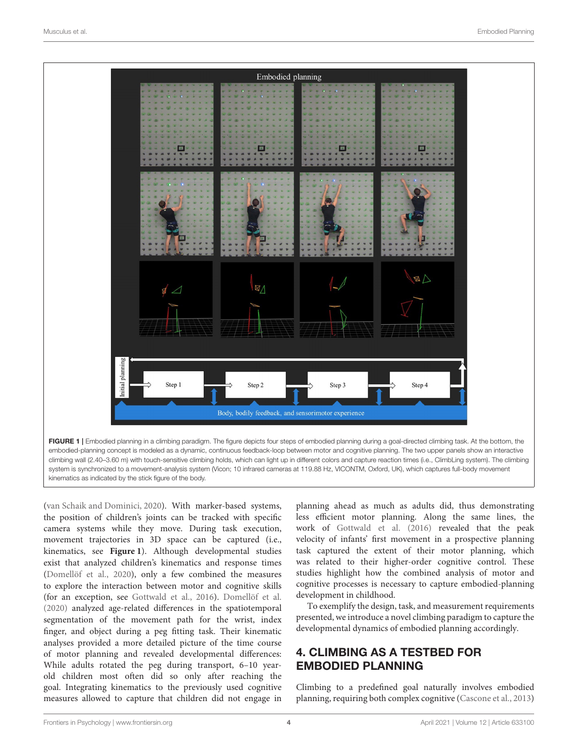FIGURE 1 | Embodied planning in a climbing paradigm. The figure depicts four steps of embodied planning during a goal-directed climbing task. At the bottom, the embodied-planning concept is modeled as a dynamic, continuous feedback-loop between motor and cognitive planning. The two upper panels show an interactive climbing wall (2.40–3.60 m) with touch-sensitive climbing holds, which can light up in different colors and capture reaction times (i.e., ClimbLing system). The climbing system is synchronized to a movement-analysis system (Vicon; 10 infrared cameras at 119.88 Hz, VICONTM, Oxford, UK), which captures full-body movement kinematics as indicated by the stick figure of the body.

(van Schaik and Dominici, 2020). With marker-based systems, the position of children's joints can be tracked with specific camera systems while they move. During task execution, movement trajectories in 3D space can be captured (i.e., kinematics, see **Figure 1**). Although developmental studies exist that analyzed children's kinematics and response times (Domellöf et al., 2020), only a few combined the measures to explore the interaction between motor and cognitive skills (for an exception, see Gottwald et al., 2016). Domellöf et al. (2020) analyzed age-related differences in the spatiotemporal segmentation of the movement path for the wrist, index finger, and object during a peg fitting task. Their kinematic analyses provided a more detailed picture of the time course of motor planning and revealed developmental differences: While adults rotated the peg during transport, 6–10 year-old children most often did so only after reaching the goal. Integrating kinematics to the previously used cognitive measures allowed to capture that children did not engage in planning ahead as much as adults did, thus demonstrating less efficient motor planning. Along the same lines, the work of Gottwald et al. (2016) revealed that the peak velocity of infants' first movement in a prospective planning task captured the extent of their motor planning, which was related to their higher-order cognitive control. These studies highlight how the combined analysis of motor and cognitive processes is necessary to capture embodied-planning development in childhood.

To exemplify the design, task, and measurement requirements presented, we introduce a novel climbing paradigm to capture the developmental dynamics of embodied planning accordingly.

## 4. CLIMBING AS A TESTBED FOR EMBODIED PLANNING

Climbing to a predefined goal naturally involves embodied planning, requiring both complex cognitive (Cascone et al., 2013)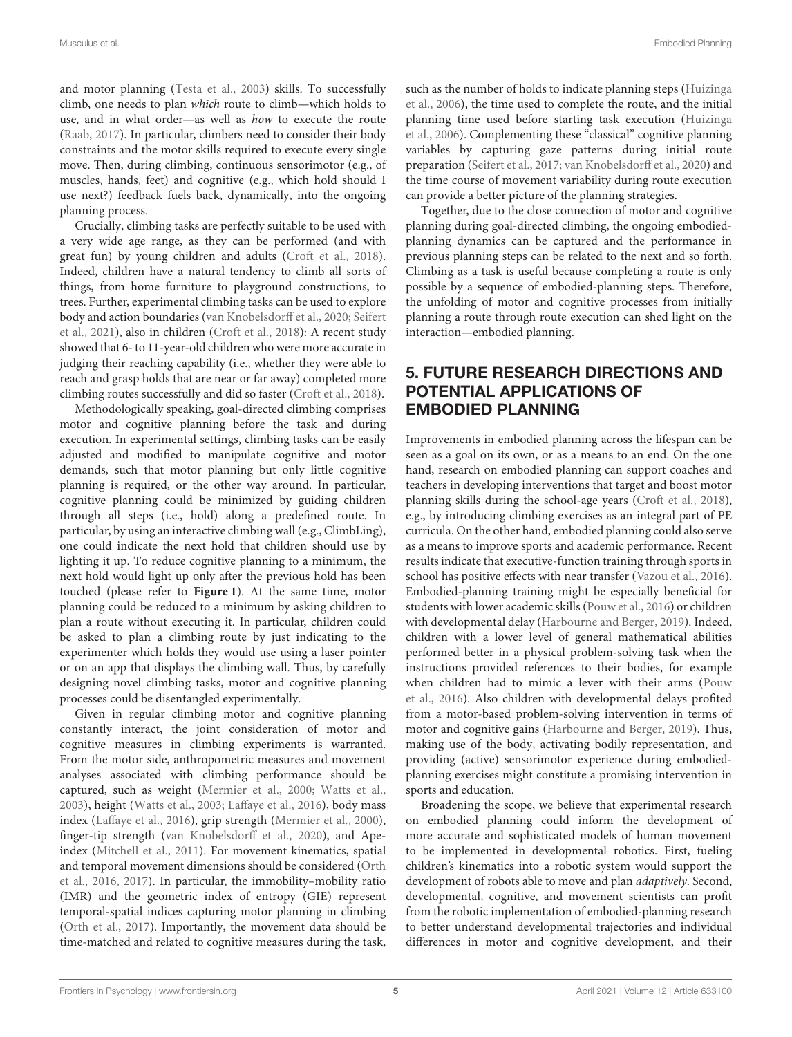and motor planning (Testa et al., 2003) skills. To successfully climb, one needs to plan *which* route to climb—which holds to use, and in what order—as well as *how* to execute the route (Raab, 2017). In particular, climbers need to consider their body constraints and the motor skills required to execute every single move. Then, during climbing, continuous sensorimotor (e.g., of muscles, hands, feet) and cognitive (e.g., which hold should I use next?) feedback fuels back, dynamically, into the ongoing planning process.

Crucially, climbing tasks are perfectly suitable to be used with a very wide age range, as they can be performed (and with great fun) by young children and adults (Croft et al., 2018). Indeed, children have a natural tendency to climb all sorts of things, from home furniture to playground constructions, to trees. Further, experimental climbing tasks can be used to explore body and action boundaries (van Knobelsdorff et al., 2020; Seifert et al., 2021), also in children (Croft et al., 2018): A recent study showed that 6- to 11-year-old children who were more accurate in judging their reaching capability (i.e., whether they were able to reach and grasp holds that are near or far away) completed more climbing routes successfully and did so faster (Croft et al., 2018).

Methodologically speaking, goal-directed climbing comprises motor and cognitive planning before the task and during execution. In experimental settings, climbing tasks can be easily adjusted and modified to manipulate cognitive and motor demands, such that motor planning but only little cognitive planning is required, or the other way around. In particular, cognitive planning could be minimized by guiding children through all steps (i.e., hold) along a predefined route. In particular, by using an interactive climbing wall (e.g., ClimbLing), one could indicate the next hold that children should use by lighting it up. To reduce cognitive planning to a minimum, the next hold would light up only after the previous hold has been touched (please refer to **Figure 1**). At the same time, motor planning could be reduced to a minimum by asking children to plan a route without executing it. In particular, children could be asked to plan a climbing route by just indicating to the experimenter which holds they would use using a laser pointer or on an app that displays the climbing wall. Thus, by carefully designing novel climbing tasks, motor and cognitive planning processes could be disentangled experimentally.

Given in regular climbing motor and cognitive planning constantly interact, the joint consideration of motor and cognitive measures in climbing experiments is warranted. From the motor side, anthropometric measures and movement analyses associated with climbing performance should be captured, such as weight (Mermier et al., 2000; Watts et al., 2003), height (Watts et al., 2003; Laffaye et al., 2016), body mass index (Laffaye et al., 2016), grip strength (Mermier et al., 2000), finger-tip strength (van Knobelsdorff et al., 2020), and Ape-index (Mitchell et al., 2011). For movement kinematics, spatial and temporal movement dimensions should be considered (Orth et al., 2016, 2017). In particular, the immobility–mobility ratio (IMR) and the geometric index of entropy (GIE) represent temporal-spatial indices capturing motor planning in climbing (Orth et al., 2017). Importantly, the movement data should be time-matched and related to cognitive measures during the task, such as the number of holds to indicate planning steps (Huizinga et al., 2006), the time used to complete the route, and the initial planning time used before starting task execution (Huizinga et al., 2006). Complementing these "classical" cognitive planning variables by capturing gaze patterns during initial route preparation (Seifert et al., 2017; van Knobelsdorff et al., 2020) and the time course of movement variability during route execution can provide a better picture of the planning strategies.

Together, due to the close connection of motor and cognitive planning during goal-directed climbing, the ongoing embodied-planning dynamics can be captured and the performance in previous planning steps can be related to the next and so forth. Climbing as a task is useful because completing a route is only possible by a sequence of embodied-planning steps. Therefore, the unfolding of motor and cognitive processes from initially planning a route through route execution can shed light on the interaction—embodied planning.

## 5. FUTURE RESEARCH DIRECTIONS AND POTENTIAL APPLICATIONS OF EMBODIED PLANNING

Improvements in embodied planning across the lifespan can be seen as a goal on its own, or as a means to an end. On the one hand, research on embodied planning can support coaches and teachers in developing interventions that target and boost motor planning skills during the school-age years (Croft et al., 2018), e.g., by introducing climbing exercises as an integral part of PE curricula. On the other hand, embodied planning could also serve as a means to improve sports and academic performance. Recent results indicate that executive-function training through sports in school has positive effects with near transfer (Vazou et al., 2016). Embodied-planning training might be especially beneficial for students with lower academic skills (Pouw et al., 2016) or children with developmental delay (Harbourne and Berger, 2019). Indeed, children with a lower level of general mathematical abilities performed better in a physical problem-solving task when the instructions provided references to their bodies, for example when children had to mimic a lever with their arms (Pouw et al., 2016). Also children with developmental delays profited from a motor-based problem-solving intervention in terms of motor and cognitive gains (Harbourne and Berger, 2019). Thus, making use of the body, activating bodily representation, and providing (active) sensorimotor experience during embodied-planning exercises might constitute a promising intervention in sports and education.

Broadening the scope, we believe that experimental research on embodied planning could inform the development of more accurate and sophisticated models of human movement to be implemented in developmental robotics. First, fueling children's kinematics into a robotic system would support the development of robots able to move and plan *adaptively*. Second, developmental, cognitive, and movement scientists can profit from the robotic implementation of embodied-planning research to better understand developmental trajectories and individual differences in motor and cognitive development, and their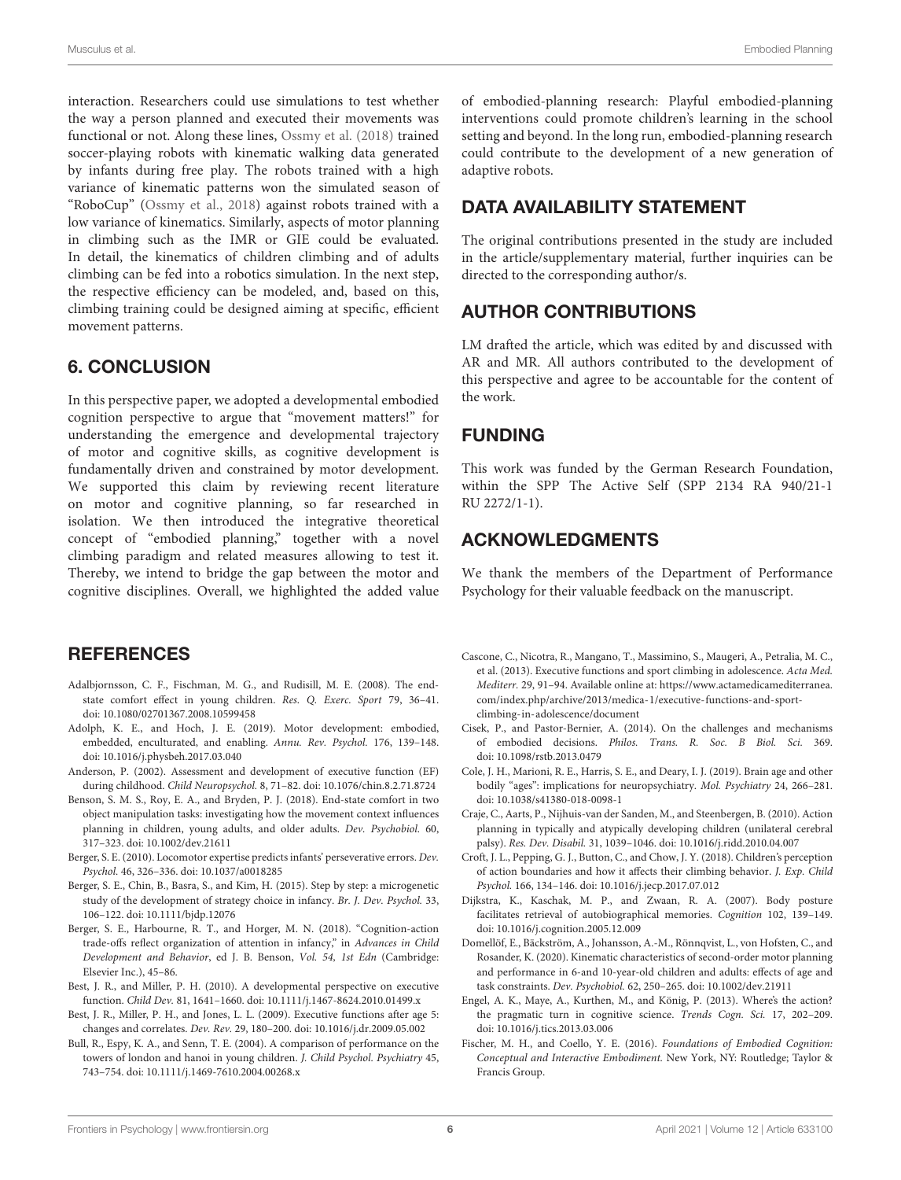interaction. Researchers could use simulations to test whether the way a person planned and executed their movements was functional or not. Along these lines, Ossmy et al. (2018) trained soccer-playing robots with kinematic walking data generated by infants during free play. The robots trained with a high variance of kinematic patterns won the simulated season of "RoboCup" (Ossmy et al., 2018) against robots trained with a low variance of kinematics. Similarly, aspects of motor planning in climbing such as the IMR or GIE could be evaluated. In detail, the kinematics of children climbing and of adults climbing can be fed into a robotics simulation. In the next step, the respective efficiency can be modeled, and, based on this, climbing training could be designed aiming at specific, efficient movement patterns.

## 6. CONCLUSION

In this perspective paper, we adopted a developmental embodied cognition perspective to argue that "movement matters!" for understanding the emergence and developmental trajectory of motor and cognitive skills, as cognitive development is fundamentally driven and constrained by motor development. We supported this claim by reviewing recent literature on motor and cognitive planning, so far researched in isolation. We then introduced the integrative theoretical concept of "embodied planning," together with a novel climbing paradigm and related measures allowing to test it. Thereby, we intend to bridge the gap between the motor and cognitive disciplines. Overall, we highlighted the added value of embodied-planning research: Playful embodied-planning interventions could promote children's learning in the school setting and beyond. In the long run, embodied-planning research could contribute to the development of a new generation of adaptive robots.

## DATA AVAILABILITY STATEMENT

The original contributions presented in the study are included in the article/supplementary material, further inquiries can be directed to the corresponding author/s.

## AUTHOR CONTRIBUTIONS

LM drafted the article, which was edited by and discussed with AR and MR. All authors contributed to the development of this perspective and agree to be accountable for the content of the work.

## FUNDING

This work was funded by the German Research Foundation, within the SPP The Active Self (SPP 2134 RA 940/21-1 RU 2272/1-1).

## ACKNOWLEDGMENTS

We thank the members of the Department of Performance Psychology for their valuable feedback on the manuscript.

## REFERENCES

Adalbjornsson, C. F., Fischman, M. G., and Rudisill, M. E. (2008). The end-state comfort effect in young children. *Res. Q. Exerc. Sport* 79, 36–41. doi: 10.1080/02701367.2008.10599458

Adolph, K. E., and Hoch, J. E. (2019). Motor development: embodied, embedded, enculturated, and enabling. *Annu. Rev. Psychol.* 176, 139–148. doi: 10.1016/j.physbeh.2017.03.040

Anderson, P. (2002). Assessment and development of executive function (EF) during childhood. *Child Neuropsychol.* 8, 71–82. doi: 10.1076/chin.8.2.71.8724

Benson, S. M. S., Roy, E. A., and Bryden, P. J. (2018). End-state comfort in two object manipulation tasks: investigating how the movement context influences planning in children, young adults, and older adults. *Dev. Psychobiol.* 60, 317–323. doi: 10.1002/dev.21611

Berger, S. E. (2010). Locomotor expertise predicts infants' perseverative errors. *Dev. Psychol.* 46, 326–336. doi: 10.1037/a0018285

Berger, S. E., Chin, B., Basra, S., and Kim, H. (2015). Step by step: a microgenetic study of the development of strategy choice in infancy. *Br. J. Dev. Psychol.* 33, 106–122. doi: 10.1111/bjdp.12076

Berger, S. E., Harbourne, R. T., and Horger, M. N. (2018). "Cognition-action trade-offs reflect organization of attention in infancy," in *Advances in Child Development and Behavior*, ed J. B. Benson, *Vol. 54, 1st Edn* (Cambridge: Elsevier Inc.), 45–86.

Best, J. R., and Miller, P. H. (2010). A developmental perspective on executive function. *Child Dev.* 81, 1641–1660. doi: 10.1111/j.1467-8624.2010.01499.x

Best, J. R., Miller, P. H., and Jones, L. L. (2009). Executive functions after age 5: changes and correlates. *Dev. Rev.* 29, 180–200. doi: 10.1016/j.dr.2009.05.002

Bull, R., Espy, K. A., and Senn, T. E. (2004). A comparison of performance on the towers of london and hanoi in young children. *J. Child Psychol. Psychiatry* 45, 743–754. doi: 10.1111/j.1469-7610.2004.00268.x

Cascone, C., Nicotra, R., Mangano, T., Massimino, S., Maugeri, A., Petralia, M. C., et al. (2013). Executive functions and sport climbing in adolescence. *Acta Med. Mediterr.* 29, 91–94. Available online at: https://www.actamedicamediterranea.com/index.php/archive/2013/medica-1/executive-functions-and-sport-climbing-in-adolescence/document

Cisek, P., and Pastor-Bernier, A. (2014). On the challenges and mechanisms of embodied decisions. *Philos. Trans. R. Soc. B Biol. Sci.* 369. doi: 10.1098/rstb.2013.0479

Cole, J. H., Marioni, R. E., Harris, S. E., and Deary, I. J. (2019). Brain age and other bodily "ages": implications for neuropsychiatry. *Mol. Psychiatry* 24, 266–281. doi: 10.1038/s41380-018-0098-1

Craje, C., Aarts, P., Nijhuis-van der Sanden, M., and Steenbergen, B. (2010). Action planning in typically and atypically developing children (unilateral cerebral palsy). *Res. Dev. Disabil.* 31, 1039–1046. doi: 10.1016/j.ridd.2010.04.007

Croft, J. L., Pepping, G. J., Button, C., and Chow, J. Y. (2018). Children's perception of action boundaries and how it affects their climbing behavior. *J. Exp. Child Psychol.* 166, 134–146. doi: 10.1016/j.jecp.2017.07.012

Dijkstra, K., Kaschak, M. P., and Zwaan, R. A. (2007). Body posture facilitates retrieval of autobiographical memories. *Cognition* 102, 139–149. doi: 10.1016/j.cognition.2005.12.009

Domellöf, E., Bäckström, A., Johansson, A.-M., Rönnqvist, L., von Hofsten, C., and Rosander, K. (2020). Kinematic characteristics of second-order motor planning and performance in 6-and 10-year-old children and adults: effects of age and task constraints. *Dev. Psychobiol.* 62, 250–265. doi: 10.1002/dev.21911

Engel, A. K., Maye, A., Kurthen, M., and König, P. (2013). Where's the action? the pragmatic turn in cognitive science. *Trends Cogn. Sci.* 17, 202–209. doi: 10.1016/j.tics.2013.03.006

Fischer, M. H., and Coello, Y. E. (2016). *Foundations of Embodied Cognition: Conceptual and Interactive Embodiment.* New York, NY: Routledge; Taylor & Francis Group.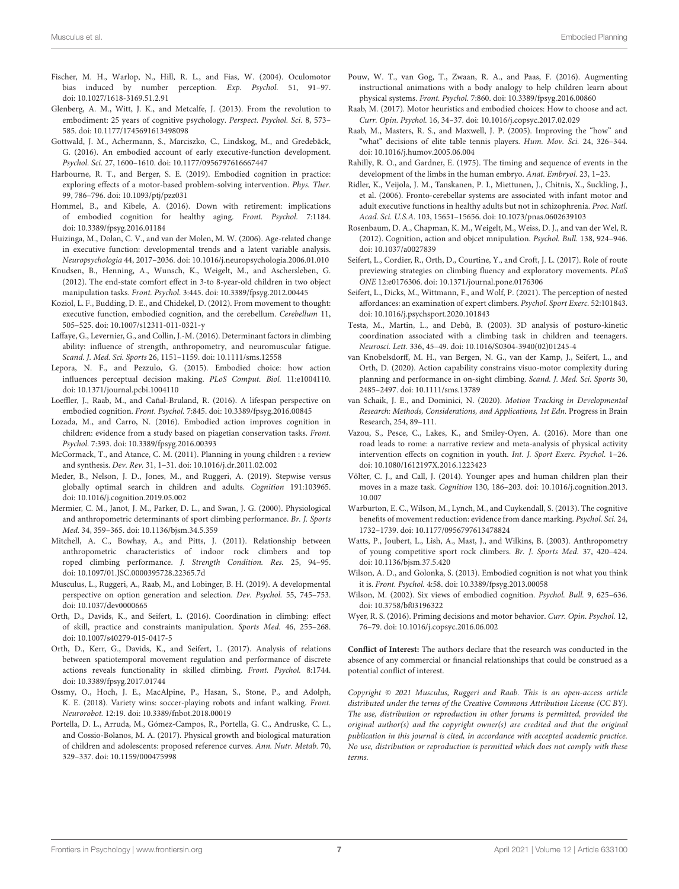Fischer, M. H., Warlop, N., Hill, R. L., and Fias, W. (2004). Oculomotor bias induced by number perception. *Exp. Psychol.* 51, 91–97. doi: 10.1027/1618-3169.51.2.91

Glenberg, A. M., Witt, J. K., and Metcalfe, J. (2013). From the revolution to embodiment: 25 years of cognitive psychology. *Perspect. Psychol. Sci.* 8, 573–585. doi: 10.1177/1745691613498098

Gottwald, J. M., Achermann, S., Marciszko, C., Lindskog, M., and Gredebäck, G. (2016). An embodied account of early executive-function development. *Psychol. Sci.* 27, 1600–1610. doi: 10.1177/0956797616667447

Harbourne, R. T., and Berger, S. E. (2019). Embodied cognition in practice: exploring effects of a motor-based problem-solving intervention. *Phys. Ther.* 99, 786–796. doi: 10.1093/ptj/pzz031

Hommel, B., and Kibele, A. (2016). Down with retirement: implications of embodied cognition for healthy aging. *Front. Psychol.* 7:1184. doi: 10.3389/fpsyg.2016.01184

Huizinga, M., Dolan, C. V., and van der Molen, M. W. (2006). Age-related change in executive function: developmental trends and a latent variable analysis. *Neuropsychologia* 44, 2017–2036. doi: 10.1016/j.neuropsychologia.2006.01.010

Knudsen, B., Henning, A., Wunsch, K., Weigelt, M., and Aschersleben, G. (2012). The end-state comfort effect in 3-to 8-year-old children in two object manipulation tasks. *Front. Psychol.* 3:445. doi: 10.3389/fpsyg.2012.00445

Koziol, L. F., Budding, D. E., and Chidekel, D. (2012). From movement to thought: executive function, embodied cognition, and the cerebellum. *Cerebellum* 11, 505–525. doi: 10.1007/s12311-011-0321-y

Laffaye, G., Levernier, G., and Collin, J.-M. (2016). Determinant factors in climbing ability: influence of strength, anthropometry, and neuromuscular fatigue. *Scand. J. Med. Sci. Sports* 26, 1151–1159. doi: 10.1111/sms.12558

Lepora, N. F., and Pezzulo, G. (2015). Embodied choice: how action influences perceptual decision making. *PLoS Comput. Biol.* 11:e1004110. doi: 10.1371/journal.pcbi.1004110

Loeffler, J., Raab, M., and Cañal-Bruland, R. (2016). A lifespan perspective on embodied cognition. *Front. Psychol.* 7:845. doi: 10.3389/fpsyg.2016.00845

Lozada, M., and Carro, N. (2016). Embodied action improves cognition in children: evidence from a study based on piagetian conservation tasks. *Front. Psychol.* 7:393. doi: 10.3389/fpsyg.2016.00393

McCormack, T., and Atance, C. M. (2011). Planning in young children : a review and synthesis. *Dev. Rev.* 31, 1–31. doi: 10.1016/j.dr.2011.02.002

Meder, B., Nelson, J. D., Jones, M., and Ruggeri, A. (2019). Stepwise versus globally optimal search in children and adults. *Cognition* 191:103965. doi: 10.1016/j.cognition.2019.05.002

Mermier, C. M., Janot, J. M., Parker, D. L., and Swan, J. G. (2000). Physiological and anthropometric determinants of sport climbing performance. *Br. J. Sports Med.* 34, 359–365. doi: 10.1136/bjsm.34.5.359

Mitchell, A. C., Bowhay, A., and Pitts, J. (2011). Relationship between anthropometric characteristics of indoor rock climbers and top roped climbing performance. *J. Strength Condition. Res.* 25, 94–95. doi: 10.1097/01.JSC.0000395728.22365.7d

Musculus, L., Ruggeri, A., Raab, M., and Lobinger, B. H. (2019). A developmental perspective on option generation and selection. *Dev. Psychol.* 55, 745–753. doi: 10.1037/dev0000665

Orth, D., Davids, K., and Seifert, L. (2016). Coordination in climbing: effect of skill, practice and constraints manipulation. *Sports Med.* 46, 255–268. doi: 10.1007/s40279-015-0417-5

Orth, D., Kerr, G., Davids, K., and Seifert, L. (2017). Analysis of relations between spatiotemporal movement regulation and performance of discrete actions reveals functionality in skilled climbing. *Front. Psychol.* 8:1744. doi: 10.3389/fpsyg.2017.01744

Ossmy, O., Hoch, J. E., MacAlpine, P., Hasan, S., Stone, P., and Adolph, K. E. (2018). Variety wins: soccer-playing robots and infant walking. *Front. Neurorobot.* 12:19. doi: 10.3389/fnbot.2018.00019

Portella, D. L., Arruda, M., Gómez-Campos, R., Portella, G. C., Andruske, C. L., and Cossio-Bolanos, M. A. (2017). Physical growth and biological maturation of children and adolescents: proposed reference curves. *Ann. Nutr. Metab.* 70, 329–337. doi: 10.1159/000475998

Pouw, W. T., van Gog, T., Zwaan, R. A., and Paas, F. (2016). Augmenting instructional animations with a body analogy to help children learn about physical systems. *Front. Psychol.* 7:860. doi: 10.3389/fpsyg.2016.00860

Raab, M. (2017). Motor heuristics and embodied choices: How to choose and act. *Curr. Opin. Psychol.* 16, 34–37. doi: 10.1016/j.copsyc.2017.02.029

Raab, M., Masters, R. S., and Maxwell, J. P. (2005). Improving the "how" and "what" decisions of elite table tennis players. *Hum. Mov. Sci.* 24, 326–344. doi: 10.1016/j.humov.2005.06.004

Rahilly, R. O., and Gardner, E. (1975). The timing and sequence of events in the development of the limbs in the human embryo. *Anat. Embryol.* 23, 1–23.

Ridler, K., Veijola, J. M., Tanskanen, P. I., Miettunen, J., Chitnis, X., Suckling, J., et al. (2006). Fronto-cerebellar systems are associated with infant motor and adult executive functions in healthy adults but not in schizophrenia. *Proc. Natl. Acad. Sci. U.S.A.* 103, 15651–15656. doi: 10.1073/pnas.0602639103

Rosenbaum, D. A., Chapman, K. M., Weigelt, M., Weiss, D. J., and van der Wel, R. (2012). Cognition, action and objcet mnipulation. *Psychol. Bull.* 138, 924–946. doi: 10.1037/a0027839

Seifert, L., Cordier, R., Orth, D., Courtine, Y., and Croft, J. L. (2017). Role of route previewing strategies on climbing fluency and exploratory movements. *PLoS ONE* 12:e0176306. doi: 10.1371/journal.pone.0176306

Seifert, L., Dicks, M., Wittmann, F., and Wolf, P. (2021). The perception of nested affordances: an examination of expert climbers. *Psychol. Sport Exerc.* 52:101843. doi: 10.1016/j.psychsport.2020.101843

Testa, M., Martin, L., and Debû, B. (2003). 3D analysis of posturo-kinetic coordination associated with a climbing task in children and teenagers. *Neurosci. Lett.* 336, 45–49. doi: 10.1016/S0304-3940(02)01245-4

van Knobelsdorff, M. H., van Bergen, N. G., van der Kamp, J., Seifert, L., and Orth, D. (2020). Action capability constrains visuo-motor complexity during planning and performance in on-sight climbing. *Scand. J. Med. Sci. Sports* 30, 2485–2497. doi: 10.1111/sms.13789

van Schaik, J. E., and Dominici, N. (2020). *Motion Tracking in Developmental Research: Methods, Considerations, and Applications, 1st Edn*. Progress in Brain Research, 254, 89–111.

Vazou, S., Pesce, C., Lakes, K., and Smiley-Oyen, A. (2016). More than one road leads to rome: a narrative review and meta-analysis of physical activity intervention effects on cognition in youth. *Int. J. Sport Exerc. Psychol.* 1–26. doi: 10.1080/1612197X.2016.1223423

Völter, C. J., and Call, J. (2014). Younger apes and human children plan their moves in a maze task. *Cognition* 130, 186–203. doi: 10.1016/j.cognition.2013.10.007

Warburton, E. C., Wilson, M., Lynch, M., and Cuykendall, S. (2013). The cognitive benefits of movement reduction: evidence from dance marking. *Psychol. Sci.* 24, 1732–1739. doi: 10.1177/0956797613478824

Watts, P., Joubert, L., Lish, A., Mast, J., and Wilkins, B. (2003). Anthropometry of young competitive sport rock climbers. *Br. J. Sports Med.* 37, 420–424. doi: 10.1136/bjsm.37.5.420

Wilson, A. D., and Golonka, S. (2013). Embodied cognition is not what you think it is. *Front. Psychol.* 4:58. doi: 10.3389/fpsyg.2013.00058

Wilson, M. (2002). Six views of embodied cognition. *Psychol. Bull.* 9, 625–636. doi: 10.3758/bf03196322

Wyer, R. S. (2016). Priming decisions and motor behavior. *Curr. Opin. Psychol.* 12, 76–79. doi: 10.1016/j.copsyc.2016.06.002

**Conflict of Interest:** The authors declare that the research was conducted in the absence of any commercial or financial relationships that could be construed as a potential conflict of interest.

*Copyright © 2021 Musculus, Ruggeri and Raab. This is an open-access article distributed under the terms of the Creative Commons Attribution License (CC BY). The use, distribution or reproduction in other forums is permitted, provided the original author(s) and the copyright owner(s) are credited and that the original publication in this journal is cited, in accordance with accepted academic practice. No use, distribution or reproduction is permitted which does not comply with these terms.*